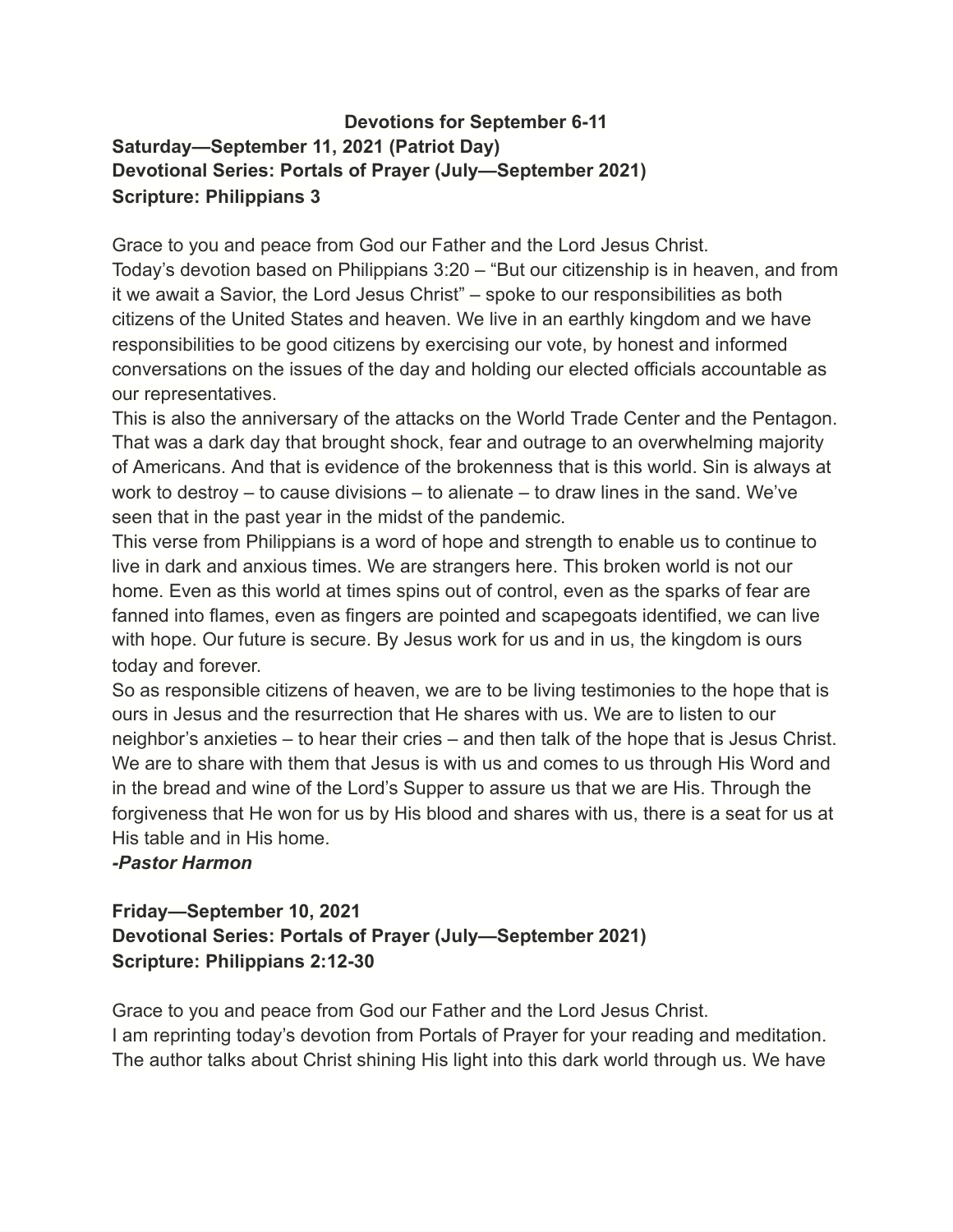# Devotions for September 6-11

## Saturday—September 11, 2021 (Patriot Day)

**Devotional Series: Portals of Prayer (July—September 2021)**

**Scripture: Philippians 3**

Grace to you and peace from God our Father and the Lord Jesus Christ.

Today's devotion based on Philippians 3:20 – "But our citizenship is in heaven, and from it we await a Savior, the Lord Jesus Christ" – spoke to our responsibilities as both citizens of the United States and heaven. We live in an earthly kingdom and we have responsibilities to be good citizens by exercising our vote, by honest and informed conversations on the issues of the day and holding our elected officials accountable as our representatives.

This is also the anniversary of the attacks on the World Trade Center and the Pentagon. That was a dark day that brought shock, fear and outrage to an overwhelming majority of Americans. And that is evidence of the brokenness that is this world. Sin is always at work to destroy – to cause divisions – to alienate – to draw lines in the sand. We've seen that in the past year in the midst of the pandemic.

This verse from Philippians is a word of hope and strength to enable us to continue to live in dark and anxious times. We are strangers here. This broken world is not our home. Even as this world at times spins out of control, even as the sparks of fear are fanned into flames, even as fingers are pointed and scapegoats identified, we can live with hope. Our future is secure. By Jesus work for us and in us, the kingdom is ours today and forever.

So as responsible citizens of heaven, we are to be living testimonies to the hope that is ours in Jesus and the resurrection that He shares with us. We are to listen to our neighbor's anxieties – to hear their cries – and then talk of the hope that is Jesus Christ. We are to share with them that Jesus is with us and comes to us through His Word and in the bread and wine of the Lord's Supper to assure us that we are His. Through the forgiveness that He won for us by His blood and shares with us, there is a seat for us at His table and in His home.

***-Pastor Harmon***

## Friday—September 10, 2021

**Devotional Series: Portals of Prayer (July—September 2021)**

**Scripture: Philippians 2:12-30**

Grace to you and peace from God our Father and the Lord Jesus Christ.

I am reprinting today's devotion from Portals of Prayer for your reading and meditation. The author talks about Christ shining His light into this dark world through us. We have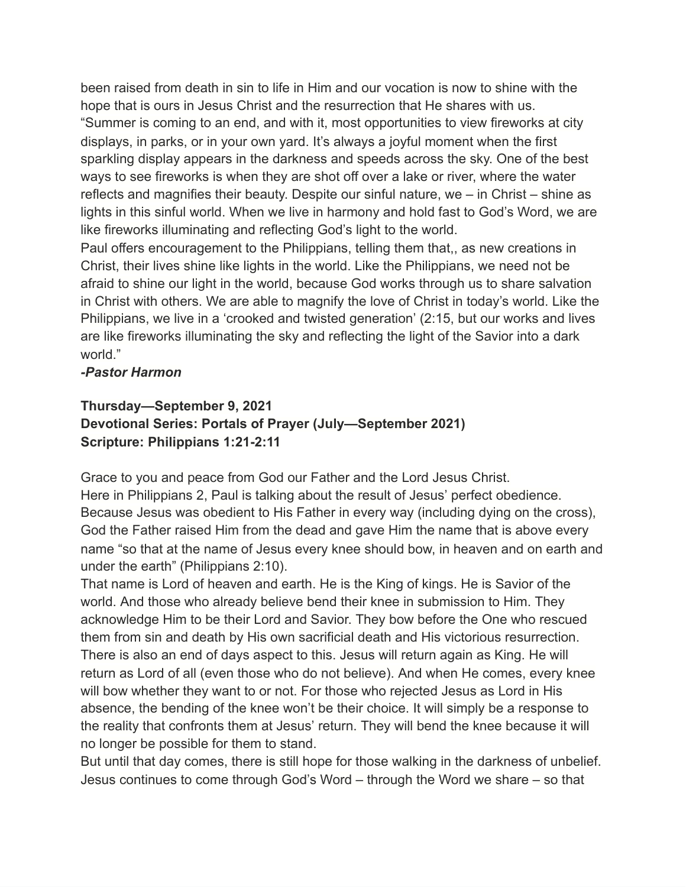been raised from death in sin to life in Him and our vocation is now to shine with the hope that is ours in Jesus Christ and the resurrection that He shares with us.

"Summer is coming to an end, and with it, most opportunities to view fireworks at city displays, in parks, or in your own yard. It's always a joyful moment when the first sparkling display appears in the darkness and speeds across the sky. One of the best ways to see fireworks is when they are shot off over a lake or river, where the water reflects and magnifies their beauty. Despite our sinful nature, we – in Christ – shine as lights in this sinful world. When we live in harmony and hold fast to God's Word, we are like fireworks illuminating and reflecting God's light to the world.

Paul offers encouragement to the Philippians, telling them that,, as new creations in Christ, their lives shine like lights in the world. Like the Philippians, we need not be afraid to shine our light in the world, because God works through us to share salvation in Christ with others. We are able to magnify the love of Christ in today's world. Like the Philippians, we live in a 'crooked and twisted generation' (2:15, but our works and lives are like fireworks illuminating the sky and reflecting the light of the Savior into a dark world."

***-Pastor Harmon***

**Thursday—September 9, 2021**
**Devotional Series: Portals of Prayer (July—September 2021)**
**Scripture: Philippians 1:21-2:11**

Grace to you and peace from God our Father and the Lord Jesus Christ.

Here in Philippians 2, Paul is talking about the result of Jesus' perfect obedience. Because Jesus was obedient to His Father in every way (including dying on the cross), God the Father raised Him from the dead and gave Him the name that is above every name "so that at the name of Jesus every knee should bow, in heaven and on earth and under the earth" (Philippians 2:10).

That name is Lord of heaven and earth. He is the King of kings. He is Savior of the world. And those who already believe bend their knee in submission to Him. They acknowledge Him to be their Lord and Savior. They bow before the One who rescued them from sin and death by His own sacrificial death and His victorious resurrection.

There is also an end of days aspect to this. Jesus will return again as King. He will return as Lord of all (even those who do not believe). And when He comes, every knee will bow whether they want to or not. For those who rejected Jesus as Lord in His absence, the bending of the knee won't be their choice. It will simply be a response to the reality that confronts them at Jesus' return. They will bend the knee because it will no longer be possible for them to stand.

But until that day comes, there is still hope for those walking in the darkness of unbelief. Jesus continues to come through God's Word – through the Word we share – so that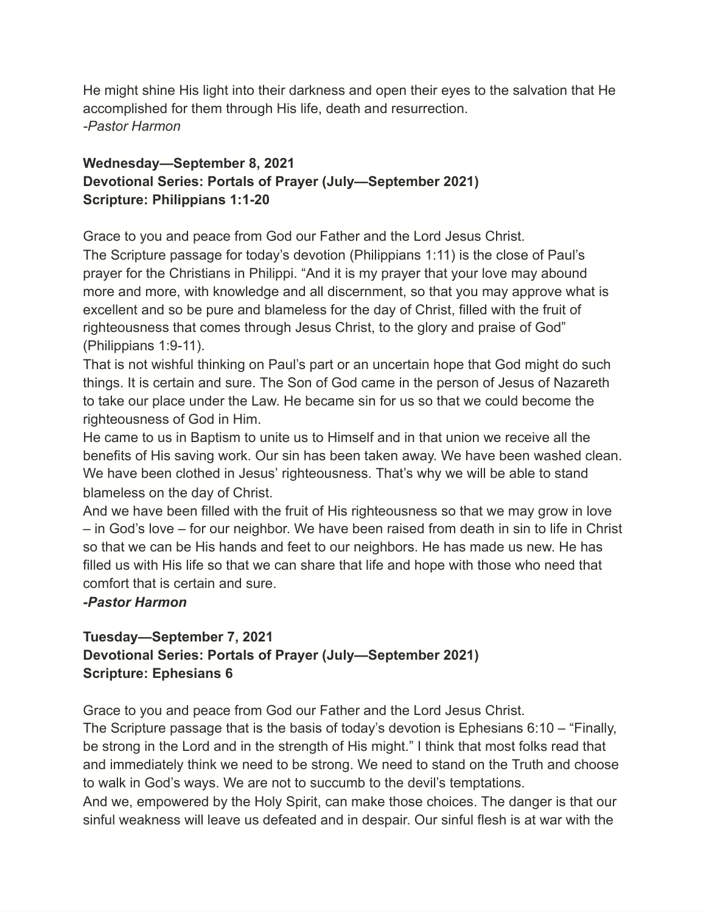He might shine His light into their darkness and open their eyes to the salvation that He accomplished for them through His life, death and resurrection.
*-Pastor Harmon*

**Wednesday—September 8, 2021**
**Devotional Series: Portals of Prayer (July—September 2021)**
**Scripture: Philippians 1:1-20**

Grace to you and peace from God our Father and the Lord Jesus Christ.
The Scripture passage for today's devotion (Philippians 1:11) is the close of Paul's prayer for the Christians in Philippi. "And it is my prayer that your love may abound more and more, with knowledge and all discernment, so that you may approve what is excellent and so be pure and blameless for the day of Christ, filled with the fruit of righteousness that comes through Jesus Christ, to the glory and praise of God" (Philippians 1:9-11).
That is not wishful thinking on Paul's part or an uncertain hope that God might do such things. It is certain and sure. The Son of God came in the person of Jesus of Nazareth to take our place under the Law. He became sin for us so that we could become the righteousness of God in Him.
He came to us in Baptism to unite us to Himself and in that union we receive all the benefits of His saving work. Our sin has been taken away. We have been washed clean. We have been clothed in Jesus' righteousness. That's why we will be able to stand blameless on the day of Christ.
And we have been filled with the fruit of His righteousness so that we may grow in love – in God's love – for our neighbor. We have been raised from death in sin to life in Christ so that we can be His hands and feet to our neighbors. He has made us new. He has filled us with His life so that we can share that life and hope with those who need that comfort that is certain and sure.
***-Pastor Harmon***

**Tuesday—September 7, 2021**
**Devotional Series: Portals of Prayer (July—September 2021)**
**Scripture: Ephesians 6**

Grace to you and peace from God our Father and the Lord Jesus Christ.
The Scripture passage that is the basis of today's devotion is Ephesians 6:10 – "Finally, be strong in the Lord and in the strength of His might." I think that most folks read that and immediately think we need to be strong. We need to stand on the Truth and choose to walk in God's ways. We are not to succumb to the devil's temptations.
And we, empowered by the Holy Spirit, can make those choices. The danger is that our sinful weakness will leave us defeated and in despair. Our sinful flesh is at war with the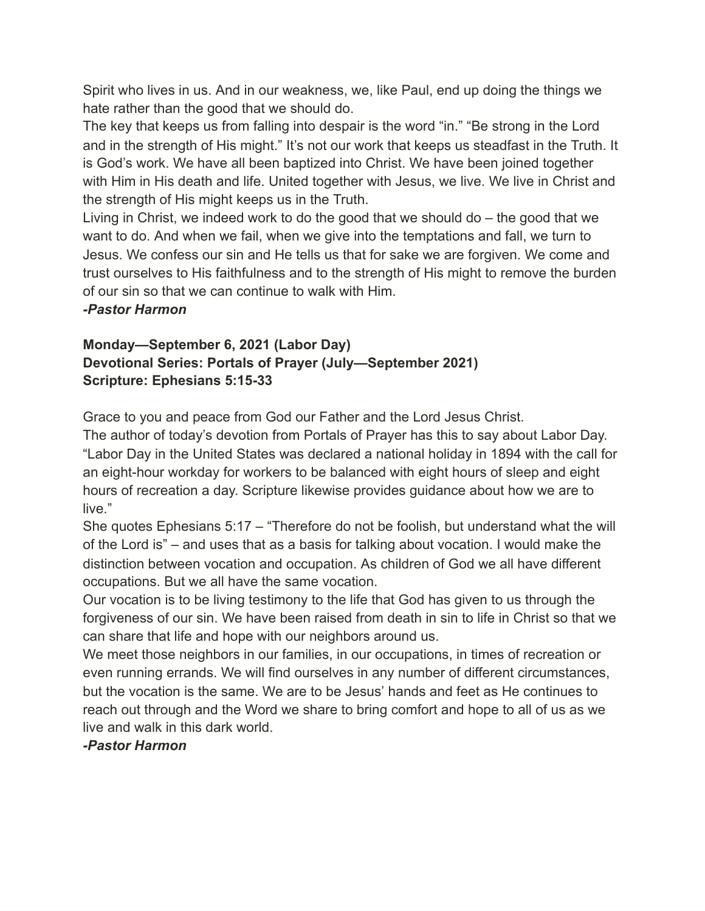Spirit who lives in us. And in our weakness, we, like Paul, end up doing the things we hate rather than the good that we should do.

The key that keeps us from falling into despair is the word “in.” “Be strong in the Lord and in the strength of His might.” It’s not our work that keeps us steadfast in the Truth. It is God’s work. We have all been baptized into Christ. We have been joined together with Him in His death and life. United together with Jesus, we live. We live in Christ and the strength of His might keeps us in the Truth.

Living in Christ, we indeed work to do the good that we should do – the good that we want to do. And when we fail, when we give into the temptations and fall, we turn to Jesus. We confess our sin and He tells us that for sake we are forgiven. We come and trust ourselves to His faithfulness and to the strength of His might to remove the burden of our sin so that we can continue to walk with Him.

***-Pastor Harmon***

**Monday—September 6, 2021 (Labor Day)**
**Devotional Series: Portals of Prayer (July—September 2021)**
**Scripture: Ephesians 5:15-33**

Grace to you and peace from God our Father and the Lord Jesus Christ.

The author of today’s devotion from Portals of Prayer has this to say about Labor Day. “Labor Day in the United States was declared a national holiday in 1894 with the call for an eight-hour workday for workers to be balanced with eight hours of sleep and eight hours of recreation a day. Scripture likewise provides guidance about how we are to live.”

She quotes Ephesians 5:17 – “Therefore do not be foolish, but understand what the will of the Lord is” – and uses that as a basis for talking about vocation. I would make the distinction between vocation and occupation. As children of God we all have different occupations. But we all have the same vocation.

Our vocation is to be living testimony to the life that God has given to us through the forgiveness of our sin. We have been raised from death in sin to life in Christ so that we can share that life and hope with our neighbors around us.

We meet those neighbors in our families, in our occupations, in times of recreation or even running errands. We will find ourselves in any number of different circumstances, but the vocation is the same. We are to be Jesus’ hands and feet as He continues to reach out through and the Word we share to bring comfort and hope to all of us as we live and walk in this dark world.

***-Pastor Harmon***